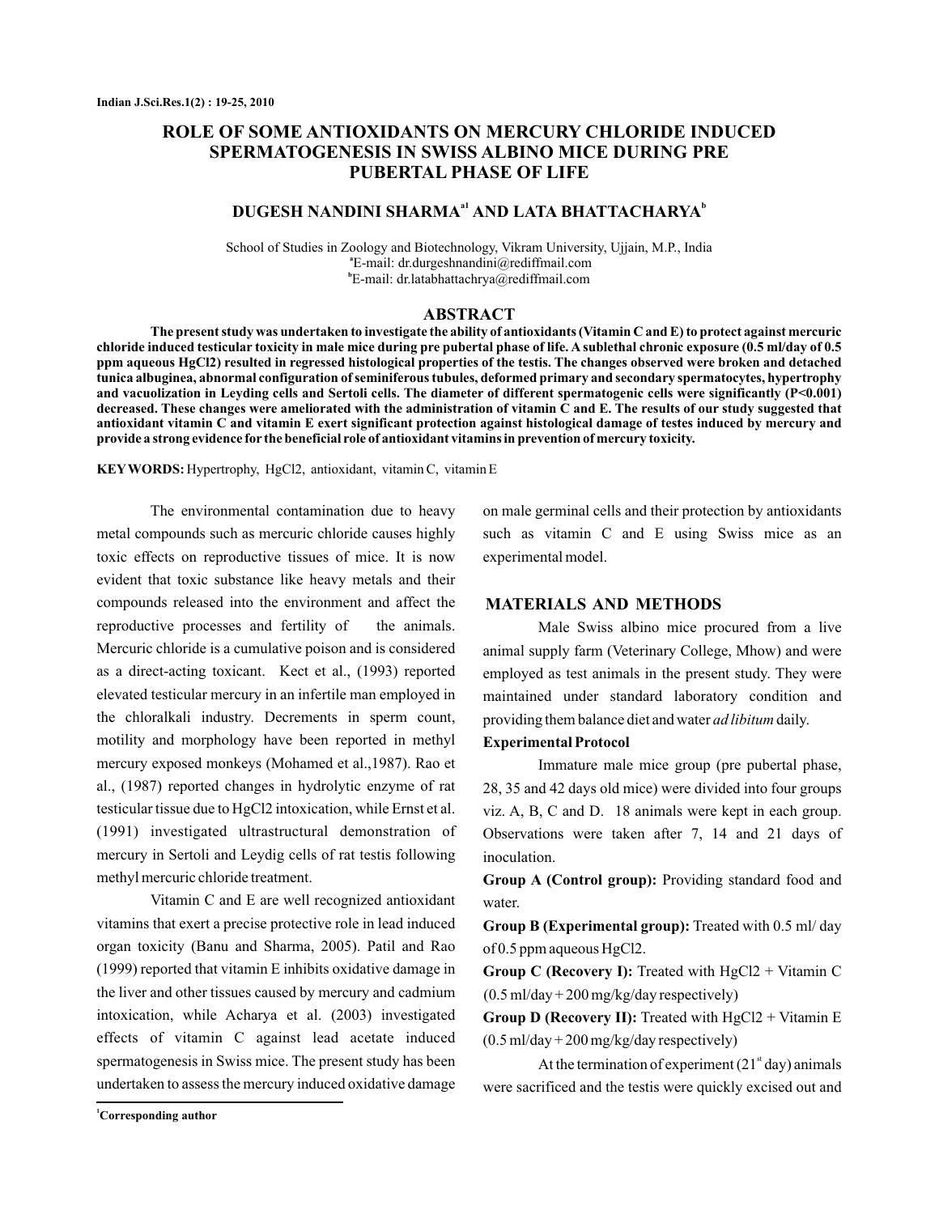# ROLE OF SOME ANTIOXIDANTS ON MERCURY CHLORIDE INDUCED SPERMATOGENESIS IN SWISS ALBINO MICE DURING PRE PUBERTAL PHASE OF LIFE

**DUGESH NANDINI SHARMA[a1] AND LATA BHATTACHARYA[b]**

School of Studies in Zoology and Biotechnology, Vikram University, Ujjain, M.P., India
[a]E-mail: dr.durgeshnandini@rediffmail.com
[b]E-mail: dr.latabhattachrya@rediffmail.com

## ABSTRACT

**The present study was undertaken to investigate the ability of antioxidants (Vitamin C and E) to protect against mercuric chloride induced testicular toxicity in male mice during pre pubertal phase of life. A sublethal chronic exposure (0.5 ml/day of 0.5 ppm aqueous $HgCl_2$) resulted in regressed histological properties of the testis. The changes observed were broken and detached tunica albuginea, abnormal configuration of seminiferous tubules, deformed primary and secondary spermatocytes, hypertrophy and vacuolization in Leyding cells and Sertoli cells. The diameter of different spermatogenic cells were significantly ($P<0.001$) decreased. These changes were ameliorated with the administration of vitamin C and E. The results of our study suggested that antioxidant vitamin C and vitamin E exert significant protection against histological damage of testes induced by mercury and provide a strong evidence for the beneficial role of antioxidant vitamins in prevention of mercury toxicity.**

**KEYWORDS:** Hypertrophy, $HgCl_2$, antioxidant, vitamin C, vitamin E

The environmental contamination due to heavy metal compounds such as mercuric chloride causes highly toxic effects on reproductive tissues of mice. It is now evident that toxic substance like heavy metals and their compounds released into the environment and affect the reproductive processes and fertility of the animals. Mercuric chloride is a cumulative poison and is considered as a direct-acting toxicant. Kect et al., (1993) reported elevated testicular mercury in an infertile man employed in the chloralkali industry. Decrements in sperm count, motility and morphology have been reported in methyl mercury exposed monkeys (Mohamed et al.,1987). Rao et al., (1987) reported changes in hydrolytic enzyme of rat testicular tissue due to $HgCl_2$ intoxication, while Ernst et al. (1991) investigated ultrastructural demonstration of mercury in Sertoli and Leydig cells of rat testis following methyl mercuric chloride treatment.

Vitamin C and E are well recognized antioxidant vitamins that exert a precise protective role in lead induced organ toxicity (Banu and Sharma, 2005). Patil and Rao (1999) reported that vitamin E inhibits oxidative damage in the liver and other tissues caused by mercury and cadmium intoxication, while Acharya et al. (2003) investigated effects of vitamin C against lead acetate induced spermatogenesis in Swiss mice. The present study has been undertaken to assess the mercury induced oxidative damage on male germinal cells and their protection by antioxidants such as vitamin C and E using Swiss mice as an experimental model.

## MATERIALS AND METHODS

Male Swiss albino mice procured from a live animal supply farm (Veterinary College, Mhow) and were employed as test animals in the present study. They were maintained under standard laboratory condition and providing them balance diet and water *ad libitum* daily.

**Experimental Protocol**

Immature male mice group (pre pubertal phase, 28, 35 and 42 days old mice) were divided into four groups viz. A, B, C and D. 18 animals were kept in each group. Observations were taken after 7, 14 and 21 days of inoculation.

**Group A (Control group):** Providing standard food and water.

**Group B (Experimental group):** Treated with 0.5 ml/ day of 0.5 ppm aqueous $HgCl_2$.

**Group C (Recovery I):** Treated with $HgCl_2$ + Vitamin C (0.5 ml/day + 200 mg/kg/day respectively)

**Group D (Recovery II):** Treated with $HgCl_2$ + Vitamin E (0.5 ml/day + 200 mg/kg/day respectively)

At the termination of experiment (21[st] day) animals were sacrificed and the testis were quickly excised out and

[1]**Corresponding author**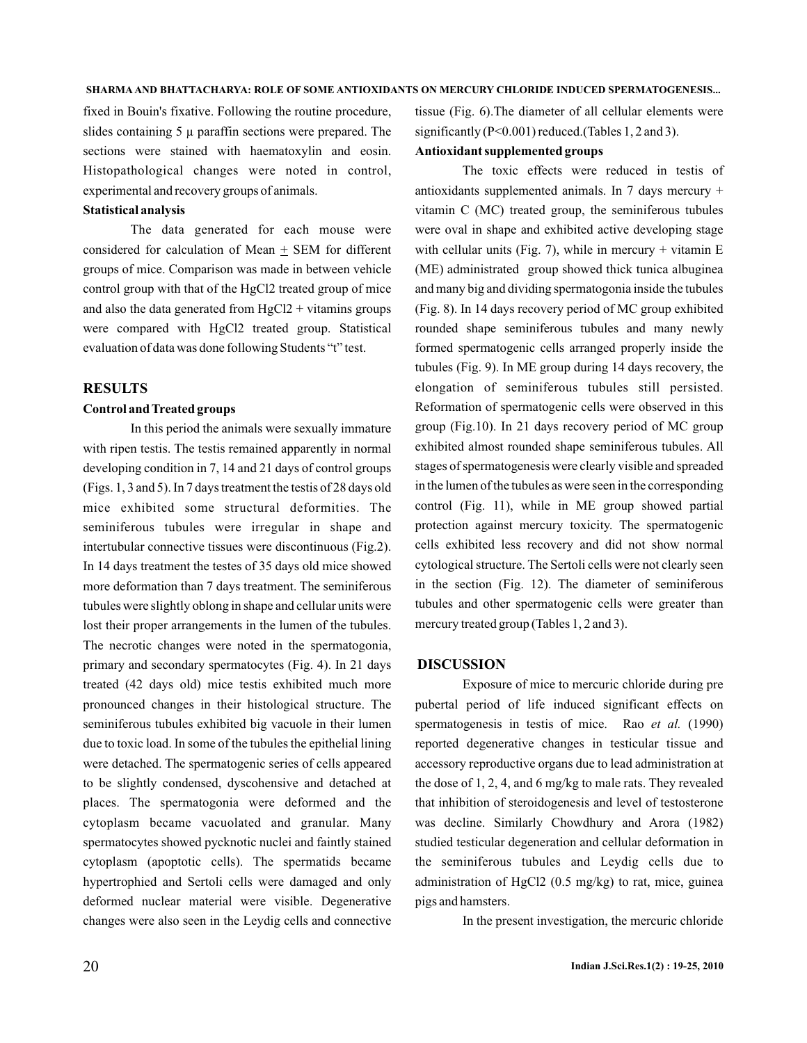fixed in Bouin's fixative. Following the routine procedure, slides containing 5 μ paraffin sections were prepared. The sections were stained with haematoxylin and eosin. Histopathological changes were noted in control, experimental and recovery groups of animals.

### Statistical analysis

The data generated for each mouse were considered for calculation of Mean $\pm$ SEM for different groups of mice. Comparison was made in between vehicle control group with that of the $HgCl_2$ treated group of mice and also the data generated from $HgCl_2$ + vitamins groups were compared with $HgCl_2$ treated group. Statistical evaluation of data was done following Students "t" test.

## RESULTS

### Control and Treated groups

In this period the animals were sexually immature with ripen testis. The testis remained apparently in normal developing condition in 7, 14 and 21 days of control groups (Figs. 1, 3 and 5). In 7 days treatment the testis of 28 days old mice exhibited some structural deformities. The seminiferous tubules were irregular in shape and intertubular connective tissues were discontinuous (Fig.2). In 14 days treatment the testes of 35 days old mice showed more deformation than 7 days treatment. The seminiferous tubules were slightly oblong in shape and cellular units were lost their proper arrangements in the lumen of the tubules. The necrotic changes were noted in the spermatogonia, primary and secondary spermatocytes (Fig. 4). In 21 days treated (42 days old) mice testis exhibited much more pronounced changes in their histological structure. The seminiferous tubules exhibited big vacuole in their lumen due to toxic load. In some of the tubules the epithelial lining were detached. The spermatogenic series of cells appeared to be slightly condensed, dyscohensive and detached at places. The spermatogonia were deformed and the cytoplasm became vacuolated and granular. Many spermatocytes showed pycknotic nuclei and faintly stained cytoplasm (apoptotic cells). The spermatids became hypertrophied and Sertoli cells were damaged and only deformed nuclear material were visible. Degenerative changes were also seen in the Leydig cells and connective tissue (Fig. 6).The diameter of all cellular elements were significantly ($P<0.001$) reduced.(Tables 1, 2 and 3).

### Antioxidant supplemented groups

The toxic effects were reduced in testis of antioxidants supplemented animals. In 7 days mercury + vitamin C (MC) treated group, the seminiferous tubules were oval in shape and exhibited active developing stage with cellular units (Fig. 7), while in mercury + vitamin E (ME) administrated group showed thick tunica albuginea and many big and dividing spermatogonia inside the tubules (Fig. 8). In 14 days recovery period of MC group exhibited rounded shape seminiferous tubules and many newly formed spermatogenic cells arranged properly inside the tubules (Fig. 9). In ME group during 14 days recovery, the elongation of seminiferous tubules still persisted. Reformation of spermatogenic cells were observed in this group (Fig.10). In 21 days recovery period of MC group exhibited almost rounded shape seminiferous tubules. All stages of spermatogenesis were clearly visible and spreaded in the lumen of the tubules as were seen in the corresponding control (Fig. 11), while in ME group showed partial protection against mercury toxicity. The spermatogenic cells exhibited less recovery and did not show normal cytological structure. The Sertoli cells were not clearly seen in the section (Fig. 12). The diameter of seminiferous tubules and other spermatogenic cells were greater than mercury treated group (Tables 1, 2 and 3).

## DISCUSSION

Exposure of mice to mercuric chloride during pre pubertal period of life induced significant effects on spermatogenesis in testis of mice. Rao *et al.* (1990) reported degenerative changes in testicular tissue and accessory reproductive organs due to lead administration at the dose of 1, 2, 4, and 6 mg/kg to male rats. They revealed that inhibition of steroidogenesis and level of testosterone was decline. Similarly Chowdhury and Arora (1982) studied testicular degeneration and cellular deformation in the seminiferous tubules and Leydig cells due to administration of $HgCl_2$ (0.5 mg/kg) to rat, mice, guinea pigs and hamsters.

In the present investigation, the mercuric chloride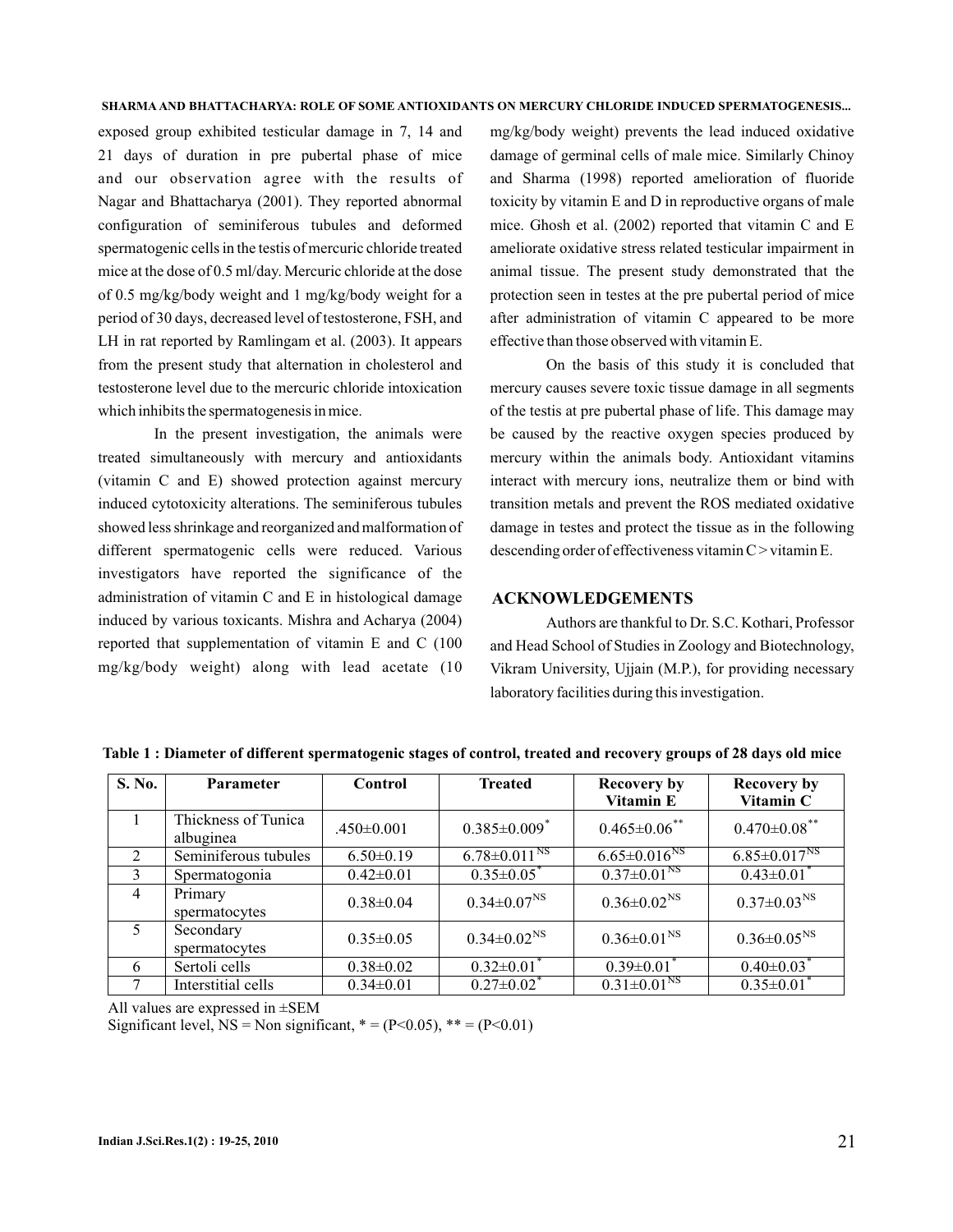exposed group exhibited testicular damage in 7, 14 and 21 days of duration in pre pubertal phase of mice and our observation agree with the results of Nagar and Bhattacharya (2001). They reported abnormal configuration of seminiferous tubules and deformed spermatogenic cells in the testis of mercuric chloride treated mice at the dose of 0.5 ml/day. Mercuric chloride at the dose of 0.5 mg/kg/body weight and 1 mg/kg/body weight for a period of 30 days, decreased level of testosterone, FSH, and LH in rat reported by Ramlingam et al. (2003). It appears from the present study that alternation in cholesterol and testosterone level due to the mercuric chloride intoxication which inhibits the spermatogenesis in mice.

In the present investigation, the animals were treated simultaneously with mercury and antioxidants (vitamin C and E) showed protection against mercury induced cytotoxicity alterations. The seminiferous tubules showed less shrinkage and reorganized and malformation of different spermatogenic cells were reduced. Various investigators have reported the significance of the administration of vitamin C and E in histological damage induced by various toxicants. Mishra and Acharya (2004) reported that supplementation of vitamin E and C (100 mg/kg/body weight) along with lead acetate (10 mg/kg/body weight) prevents the lead induced oxidative damage of germinal cells of male mice. Similarly Chinoy and Sharma (1998) reported amelioration of fluoride toxicity by vitamin E and D in reproductive organs of male mice. Ghosh et al. (2002) reported that vitamin C and E ameliorate oxidative stress related testicular impairment in animal tissue. The present study demonstrated that the protection seen in testes at the pre pubertal period of mice after administration of vitamin C appeared to be more effective than those observed with vitamin E.

On the basis of this study it is concluded that mercury causes severe toxic tissue damage in all segments of the testis at pre pubertal phase of life. This damage may be caused by the reactive oxygen species produced by mercury within the animals body. Antioxidant vitamins interact with mercury ions, neutralize them or bind with transition metals and prevent the ROS mediated oxidative damage in testes and protect the tissue as in the following descending order of effectiveness vitamin C > vitamin E.

## ACKNOWLEDGEMENTS

Authors are thankful to Dr. S.C. Kothari, Professor and Head School of Studies in Zoology and Biotechnology, Vikram University, Ujjain (M.P.), for providing necessary laboratory facilities during this investigation.

**Table 1 : Diameter of different spermatogenic stages of control, treated and recovery groups of 28 days old mice**

| S. No. | Parameter | Control | Treated | Recovery by Vitamin E | Recovery by Vitamin C |
|---|---|---|---|---|---|
| 1 | Thickness of Tunica albuginea | .450±0.001 | 0.385±0.009$^{*}$ | 0.465±0.06$^{**}$ | 0.470±0.08$^{**}$ |
| 2 | Seminiferous tubules | 6.50±0.19 | 6.78±0.011$^{NS}$ | 6.65±0.016$^{NS}$ | 6.85±0.017$^{NS}$ |
| 3 | Spermatogonia | 0.42±0.01 | 0.35±0.05$^{*}$ | 0.37±0.01$^{NS}$ | 0.43±0.01$^{*}$ |
| 4 | Primary spermatocytes | 0.38±0.04 | 0.34±0.07$^{NS}$ | 0.36±0.02$^{NS}$ | 0.37±0.03$^{NS}$ |
| 5 | Secondary spermatocytes | 0.35±0.05 | 0.34±0.02$^{NS}$ | 0.36±0.01$^{NS}$ | 0.36±0.05$^{NS}$ |
| 6 | Sertoli cells | 0.38±0.02 | 0.32±0.01$^{*}$ | 0.39±0.01$^{*}$ | 0.40±0.03$^{*}$ |
| 7 | Interstitial cells | 0.34±0.01 | 0.27±0.02$^{*}$ | 0.31±0.01$^{NS}$ | 0.35±0.01$^{*}$ |

All values are expressed in ±SEM

Significant level, NS = Non significant, * = ($P<0.05$), ** = ($P<0.01$)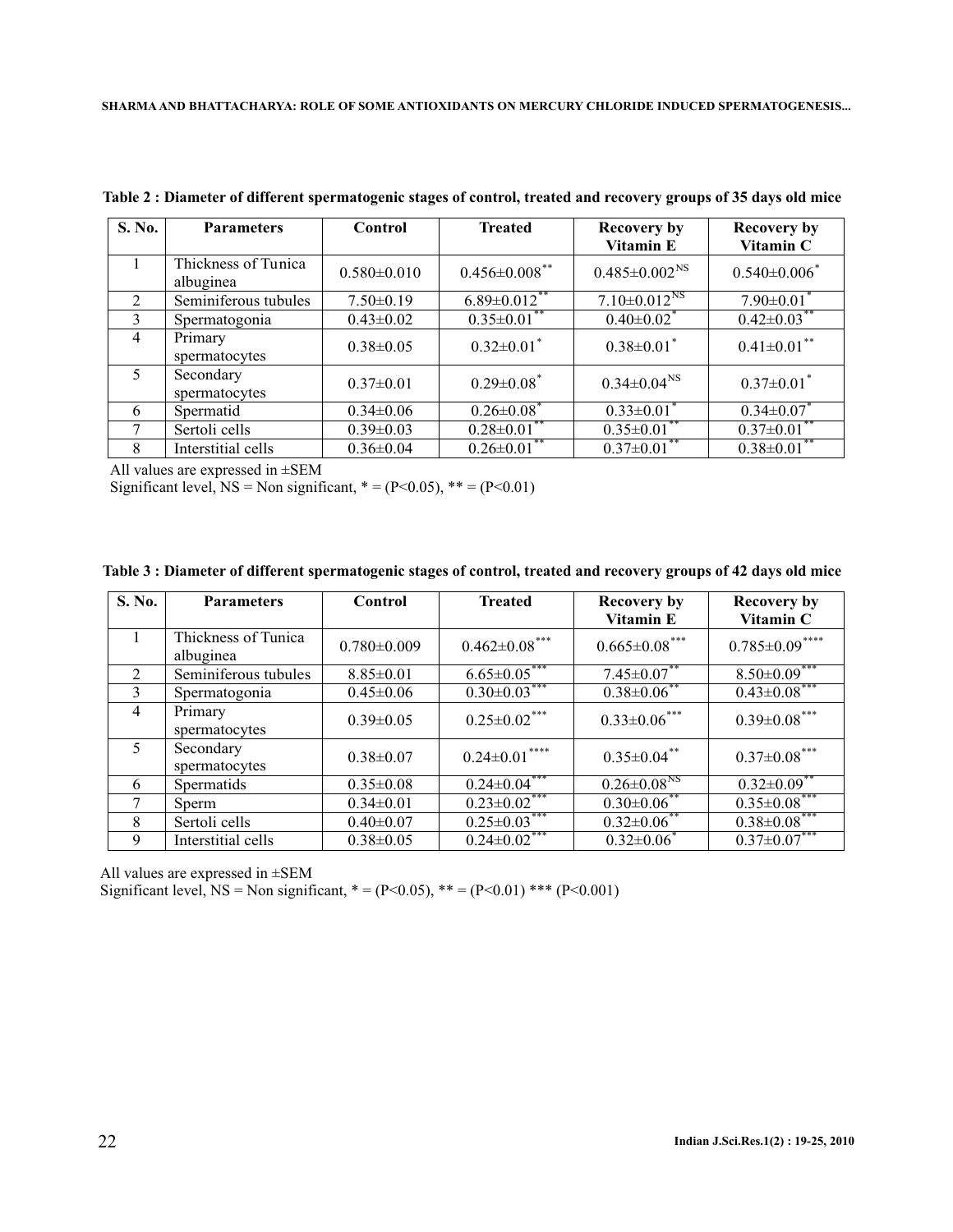**Table 2 : Diameter of different spermatogenic stages of control, treated and recovery groups of 35 days old mice**

| S. No. | Parameters | Control | Treated | Recovery by Vitamin E | Recovery by Vitamin C |
|---|---|---|---|---|---|
| 1 | Thickness of Tunica albuginea | 0.580±0.010 | 0.456±0.008** | 0.485±0.002NS | 0.540±0.006* |
| 2 | Seminiferous tubules | 7.50±0.19 | 6.89±0.012** | 7.10±0.012NS | 7.90±0.01* |
| 3 | Spermatogonia | 0.43±0.02 | 0.35±0.01** | 0.40±0.02* | 0.42±0.03** |
| 4 | Primary spermatocytes | 0.38±0.05 | 0.32±0.01* | 0.38±0.01* | 0.41±0.01** |
| 5 | Secondary spermatocytes | 0.37±0.01 | 0.29±0.08* | 0.34±0.04NS | 0.37±0.01* |
| 6 | Spermatid | 0.34±0.06 | 0.26±0.08* | 0.33±0.01* | 0.34±0.07* |
| 7 | Sertoli cells | 0.39±0.03 | 0.28±0.01** | 0.35±0.01** | 0.37±0.01** |
| 8 | Interstitial cells | 0.36±0.04 | 0.26±0.01** | 0.37±0.01** | 0.38±0.01** |

All values are expressed in ±SEM

Significant level, NS = Non significant, * = (P<0.05), ** = (P<0.01)

**Table 3 : Diameter of different spermatogenic stages of control, treated and recovery groups of 42 days old mice**

| S. No. | Parameters | Control | Treated | Recovery by Vitamin E | Recovery by Vitamin C |
|---|---|---|---|---|---|
| 1 | Thickness of Tunica albuginea | 0.780±0.009 | 0.462±0.08*** | 0.665±0.08*** | 0.785±0.09**** |
| 2 | Seminiferous tubules | 8.85±0.01 | 6.65±0.05*** | 7.45±0.07** | 8.50±0.09*** |
| 3 | Spermatogonia | 0.45±0.06 | 0.30±0.03*** | 0.38±0.06** | 0.43±0.08*** |
| 4 | Primary spermatocytes | 0.39±0.05 | 0.25±0.02*** | 0.33±0.06*** | 0.39±0.08*** |
| 5 | Secondary spermatocytes | 0.38±0.07 | 0.24±0.01**** | 0.35±0.04** | 0.37±0.08*** |
| 6 | Spermatids | 0.35±0.08 | 0.24±0.04*** | 0.26±0.08NS | 0.32±0.09** |
| 7 | Sperm | 0.34±0.01 | 0.23±0.02*** | 0.30±0.06** | 0.35±0.08*** |
| 8 | Sertoli cells | 0.40±0.07 | 0.25±0.03*** | 0.32±0.06** | 0.38±0.08*** |
| 9 | Interstitial cells | 0.38±0.05 | 0.24±0.02*** | 0.32±0.06* | 0.37±0.07*** |

All values are expressed in ±SEM

Significant level, NS = Non significant, * = (P<0.05), ** = (P<0.01) *** (P<0.001)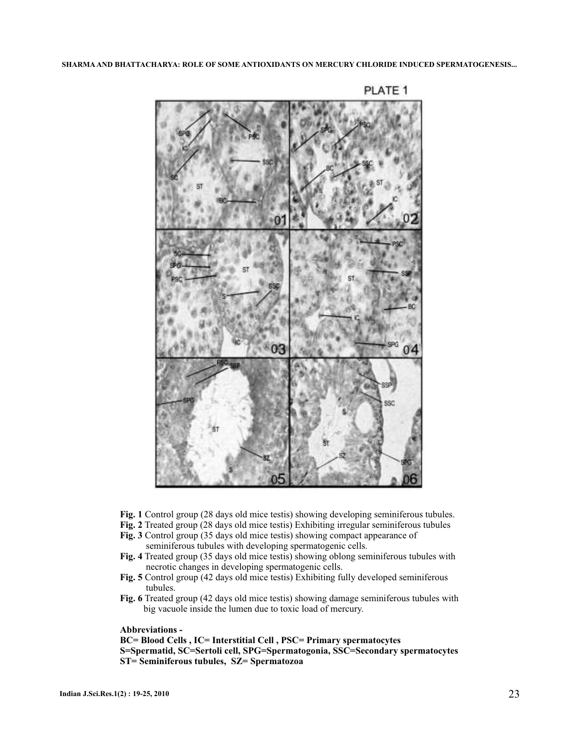PLATE 1

**Fig. 1** Control group (28 days old mice testis) showing developing seminiferous tubules.

**Fig. 2** Treated group (28 days old mice testis) Exhibiting irregular seminiferous tubules

**Fig. 3** Control group (35 days old mice testis) showing compact appearance of seminiferous tubules with developing spermatogenic cells.

**Fig. 4** Treated group (35 days old mice testis) showing oblong seminiferous tubules with necrotic changes in developing spermatogenic cells.

**Fig. 5** Control group (42 days old mice testis) Exhibiting fully developed seminiferous tubules.

**Fig. 6** Treated group (42 days old mice testis) showing damage seminiferous tubules with big vacuole inside the lumen due to toxic load of mercury.

**Abbreviations -**

**BC= Blood Cells , IC= Interstitial Cell , PSC= Primary spermatocytes**

**S=Spermatid, SC=Sertoli cell, SPG=Spermatogonia, SSC=Secondary spermatocytes**

**ST= Seminiferous tubules, SZ= Spermatozoa**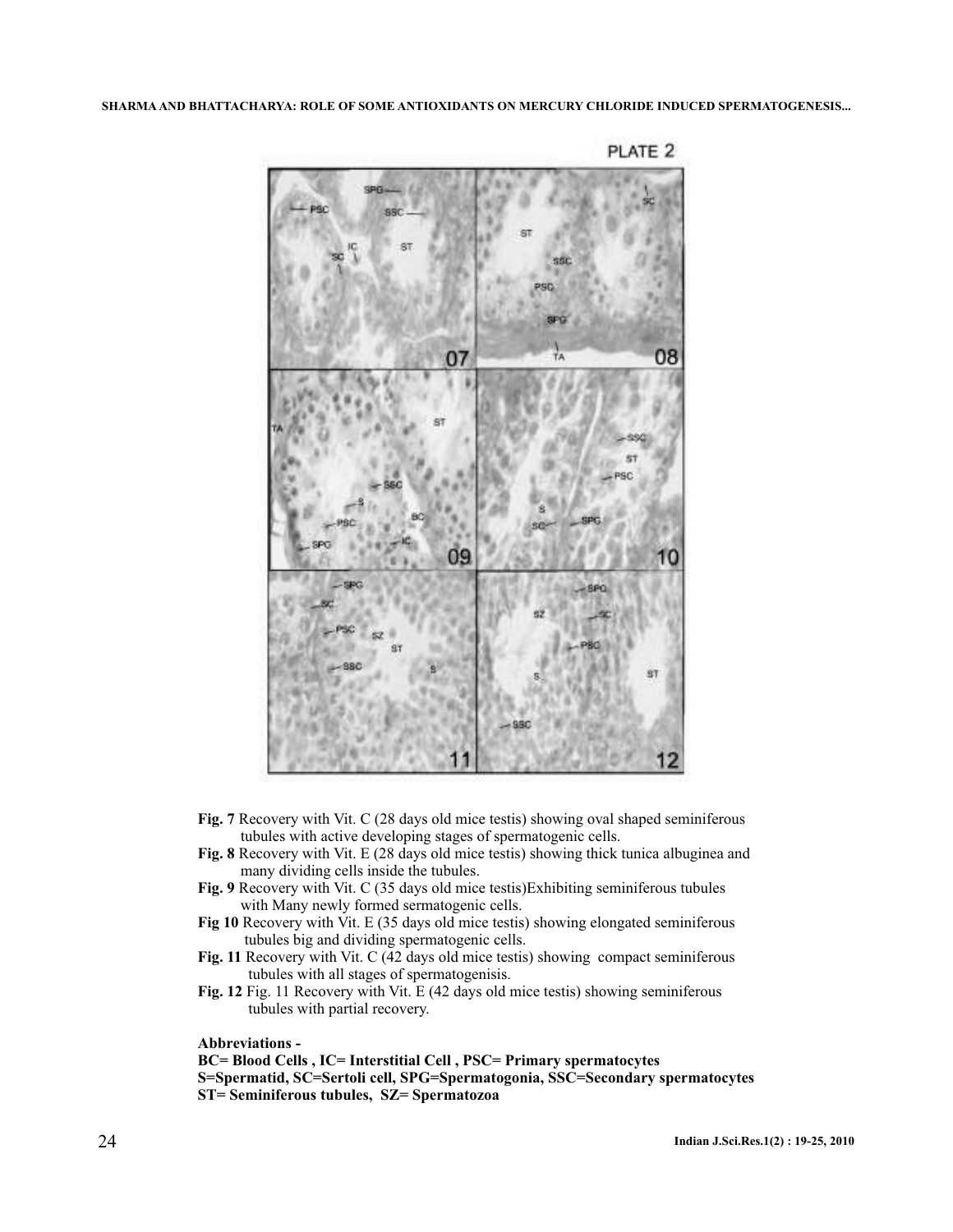PLATE 2

**Fig. 7** Recovery with Vit. C (28 days old mice testis) showing oval shaped seminiferous tubules with active developing stages of spermatogenic cells.

**Fig. 8** Recovery with Vit. E (28 days old mice testis) showing thick tunica albuginea and many dividing cells inside the tubules.

**Fig. 9** Recovery with Vit. C (35 days old mice testis)Exhibiting seminiferous tubules with Many newly formed sermatogenic cells.

**Fig 10** Recovery with Vit. E (35 days old mice testis) showing elongated seminiferous tubules big and dividing spermatogenic cells.

**Fig. 11** Recovery with Vit. C (42 days old mice testis) showing compact seminiferous tubules with all stages of spermatogenisis.

**Fig. 12** Fig. 11 Recovery with Vit. E (42 days old mice testis) showing seminiferous tubules with partial recovery.

**Abbreviations -**

**BC= Blood Cells , IC= Interstitial Cell , PSC= Primary spermatocytes**
**S=Spermatid, SC=Sertoli cell, SPG=Spermatogonia, SSC=Secondary spermatocytes**
**ST= Seminiferous tubules, SZ= Spermatozoa**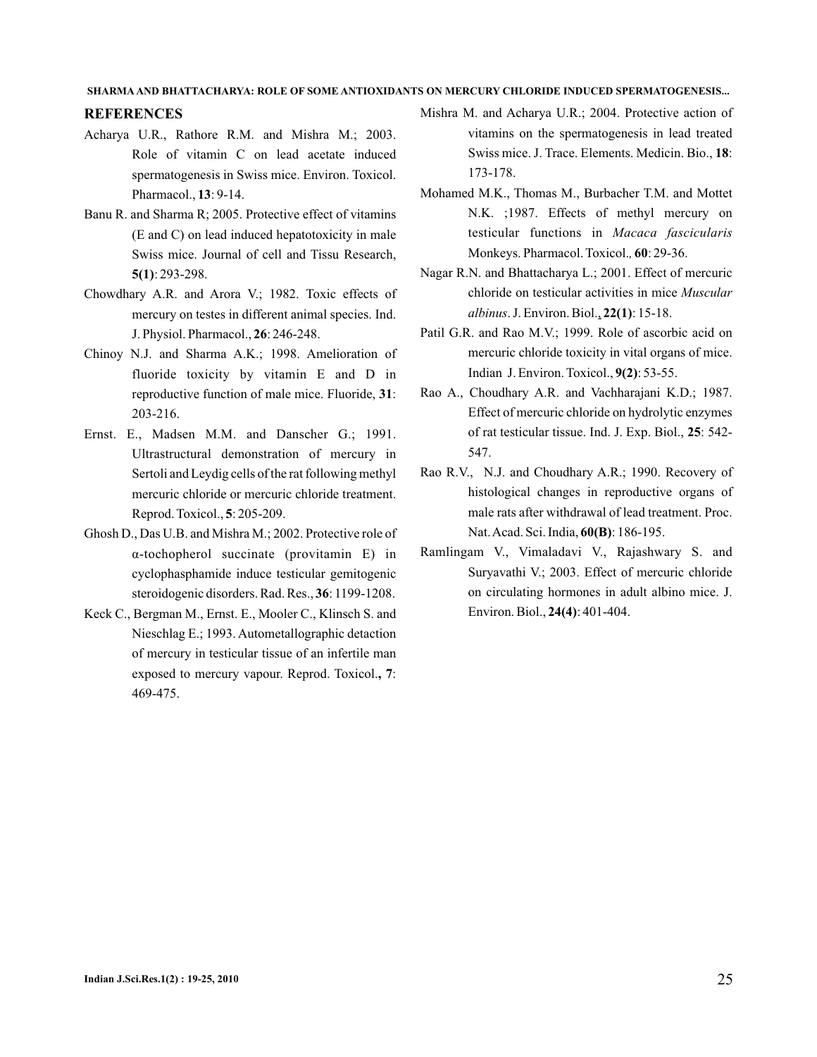## REFERENCES

Acharya U.R., Rathore R.M. and Mishra M.; 2003. Role of vitamin C on lead acetate induced spermatogenesis in Swiss mice. Environ. Toxicol. Pharmacol., **13**: 9-14.

Banu R. and Sharma R; 2005. Protective effect of vitamins (E and C) on lead induced hepatotoxicity in male Swiss mice. Journal of cell and Tissu Research, **5(1)**: 293-298.

Chowdhary A.R. and Arora V.; 1982. Toxic effects of mercury on testes in different animal species. Ind. J. Physiol. Pharmacol., **26**: 246-248.

Chinoy N.J. and Sharma A.K.; 1998. Amelioration of fluoride toxicity by vitamin E and D in reproductive function of male mice. Fluoride, **31**: 203-216.

Ernst. E., Madsen M.M. and Danscher G.; 1991. Ultrastructural demonstration of mercury in Sertoli and Leydig cells of the rat following methyl mercuric chloride or mercuric chloride treatment. Reprod. Toxicol., **5**: 205-209.

Ghosh D., Das U.B. and Mishra M.; 2002. Protective role of α-tochopherol succinate (provitamin E) in cyclophasphamide induce testicular gemitogenic steroidogenic disorders. Rad. Res., **36**: 1199-1208.

Keck C., Bergman M., Ernst. E., Mooler C., Klinsch S. and Nieschlag E.; 1993. Autometallographic detaction of mercury in testicular tissue of an infertile man exposed to mercury vapour. Reprod. Toxicol.**,** **7**: 469-475.

Mishra M. and Acharya U.R.; 2004. Protective action of vitamins on the spermatogenesis in lead treated Swiss mice. J. Trace. Elements. Medicin. Bio., **18**: 173-178.

Mohamed M.K., Thomas M., Burbacher T.M. and Mottet N.K. ;1987. Effects of methyl mercury on testicular functions in *Macaca fascicularis* Monkeys. Pharmacol. Toxicol.*,* **60**: 29-36.

Nagar R.N. and Bhattacharya L.; 2001. Effect of mercuric chloride on testicular activities in mice *Muscular albinus*. J. Environ. Biol., **22(1)**: 15-18.

Patil G.R. and Rao M.V.; 1999. Role of ascorbic acid on mercuric chloride toxicity in vital organs of mice. Indian J. Environ. Toxicol., **9(2)**: 53-55.

Rao A., Choudhary A.R. and Vachharajani K.D.; 1987. Effect of mercuric chloride on hydrolytic enzymes of rat testicular tissue. Ind. J. Exp. Biol., **25**: 542-547.

Rao R.V., N.J. and Choudhary A.R.; 1990. Recovery of histological changes in reproductive organs of male rats after withdrawal of lead treatment. Proc. Nat. Acad. Sci. India, **60(B)**: 186-195.

Ramlingam V., Vimaladavi V., Rajashwary S. and Suryavathi V.; 2003. Effect of mercuric chloride on circulating hormones in adult albino mice. J. Environ. Biol., **24(4)**: 401-404.